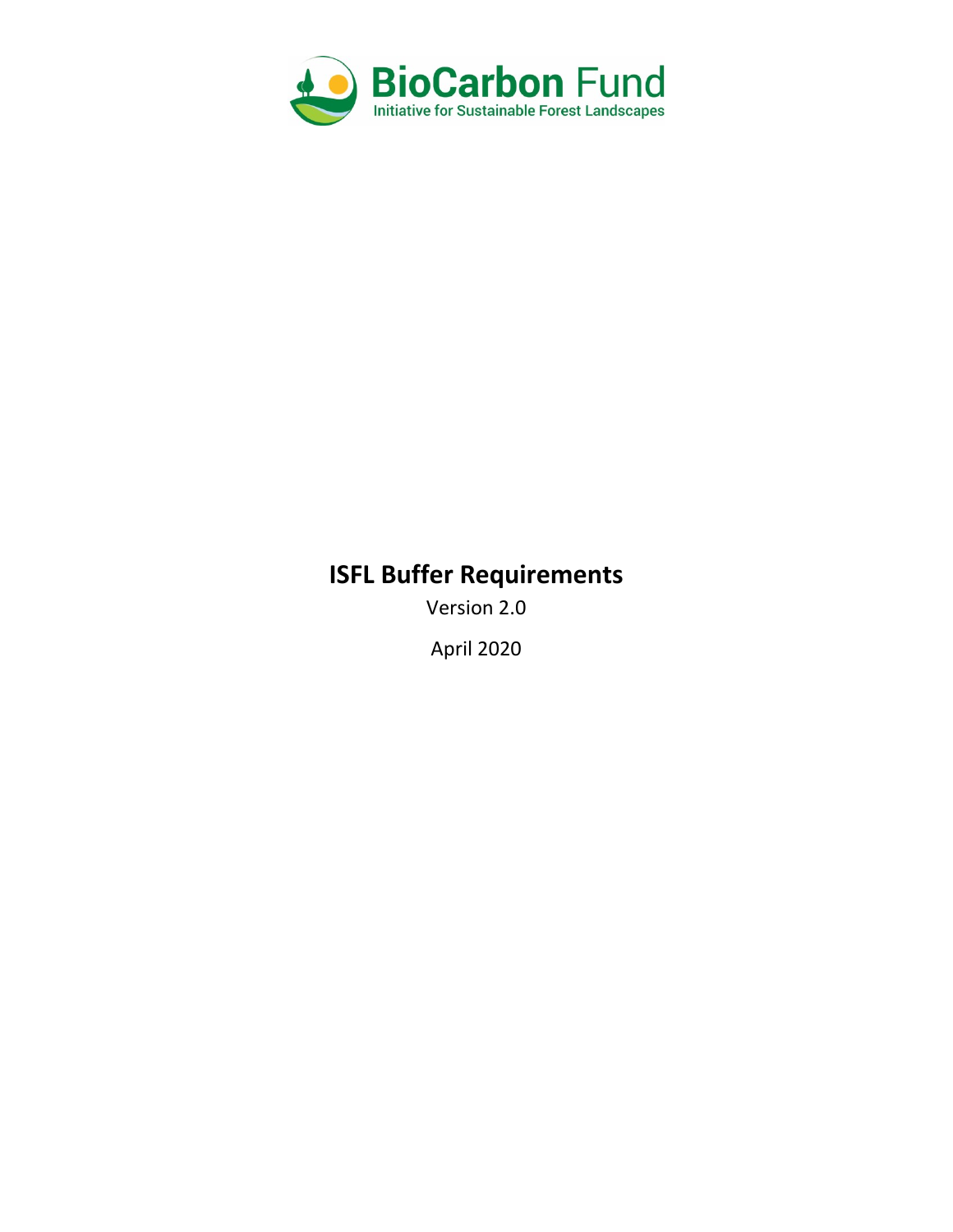BioCarbon Fund

Initiative for Sustainable Forest Landscapes

# ISFL Buffer Requirements

Version 2.0

April 2020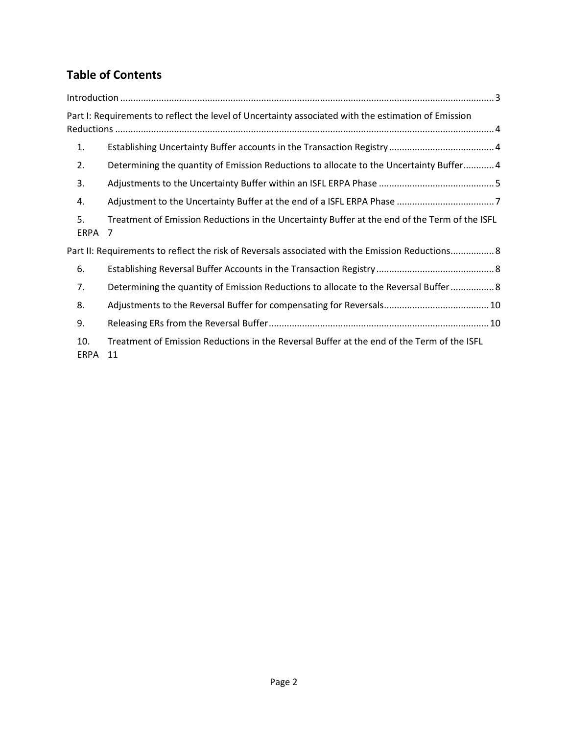## Table of Contents

Introduction .......... 3

Part I: Requirements to reflect the level of Uncertainty associated with the estimation of Emission Reductions .......... 4

1. Establishing Uncertainty Buffer accounts in the Transaction Registry .......... 4
2. Determining the quantity of Emission Reductions to allocate to the Uncertainty Buffer .......... 4
3. Adjustments to the Uncertainty Buffer within an ISFL ERPA Phase .......... 5
4. Adjustment to the Uncertainty Buffer at the end of a ISFL ERPA Phase .......... 7
5. Treatment of Emission Reductions in the Uncertainty Buffer at the end of the Term of the ISFL ERPA 7

Part II: Requirements to reflect the risk of Reversals associated with the Emission Reductions .......... 8

6. Establishing Reversal Buffer Accounts in the Transaction Registry .......... 8
7. Determining the quantity of Emission Reductions to allocate to the Reversal Buffer .......... 8
8. Adjustments to the Reversal Buffer for compensating for Reversals .......... 10
9. Releasing ERs from the Reversal Buffer .......... 10
10. Treatment of Emission Reductions in the Reversal Buffer at the end of the Term of the ISFL ERPA 11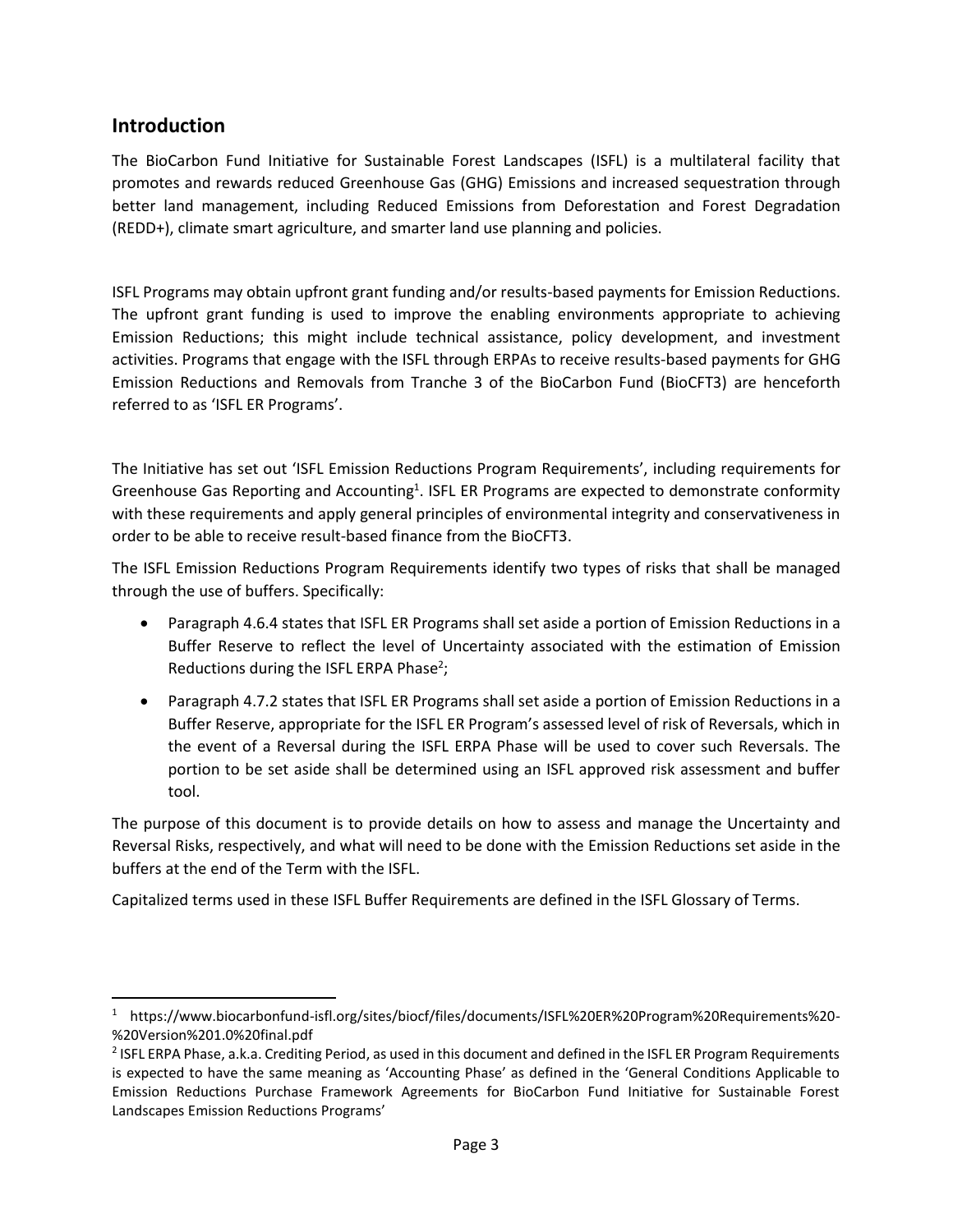## Introduction

The BioCarbon Fund Initiative for Sustainable Forest Landscapes (ISFL) is a multilateral facility that promotes and rewards reduced Greenhouse Gas (GHG) Emissions and increased sequestration through better land management, including Reduced Emissions from Deforestation and Forest Degradation (REDD+), climate smart agriculture, and smarter land use planning and policies.

ISFL Programs may obtain upfront grant funding and/or results-based payments for Emission Reductions. The upfront grant funding is used to improve the enabling environments appropriate to achieving Emission Reductions; this might include technical assistance, policy development, and investment activities. Programs that engage with the ISFL through ERPAs to receive results-based payments for GHG Emission Reductions and Removals from Tranche 3 of the BioCarbon Fund (BioCFT3) are henceforth referred to as 'ISFL ER Programs'.

The Initiative has set out 'ISFL Emission Reductions Program Requirements', including requirements for Greenhouse Gas Reporting and Accounting[1]. ISFL ER Programs are expected to demonstrate conformity with these requirements and apply general principles of environmental integrity and conservativeness in order to be able to receive result-based finance from the BioCFT3.

The ISFL Emission Reductions Program Requirements identify two types of risks that shall be managed through the use of buffers. Specifically:

- Paragraph 4.6.4 states that ISFL ER Programs shall set aside a portion of Emission Reductions in a Buffer Reserve to reflect the level of Uncertainty associated with the estimation of Emission Reductions during the ISFL ERPA Phase[2];
- Paragraph 4.7.2 states that ISFL ER Programs shall set aside a portion of Emission Reductions in a Buffer Reserve, appropriate for the ISFL ER Program's assessed level of risk of Reversals, which in the event of a Reversal during the ISFL ERPA Phase will be used to cover such Reversals. The portion to be set aside shall be determined using an ISFL approved risk assessment and buffer tool.

The purpose of this document is to provide details on how to assess and manage the Uncertainty and Reversal Risks, respectively, and what will need to be done with the Emission Reductions set aside in the buffers at the end of the Term with the ISFL.

Capitalized terms used in these ISFL Buffer Requirements are defined in the ISFL Glossary of Terms.

---

[1] https://www.biocarbonfund-isfl.org/sites/biocf/files/documents/ISFL%20ER%20Program%20Requirements%20-%20Version%201.0%20final.pdf

[2] ISFL ERPA Phase, a.k.a. Crediting Period, as used in this document and defined in the ISFL ER Program Requirements is expected to have the same meaning as 'Accounting Phase' as defined in the 'General Conditions Applicable to Emission Reductions Purchase Framework Agreements for BioCarbon Fund Initiative for Sustainable Forest Landscapes Emissions Reductions Programs'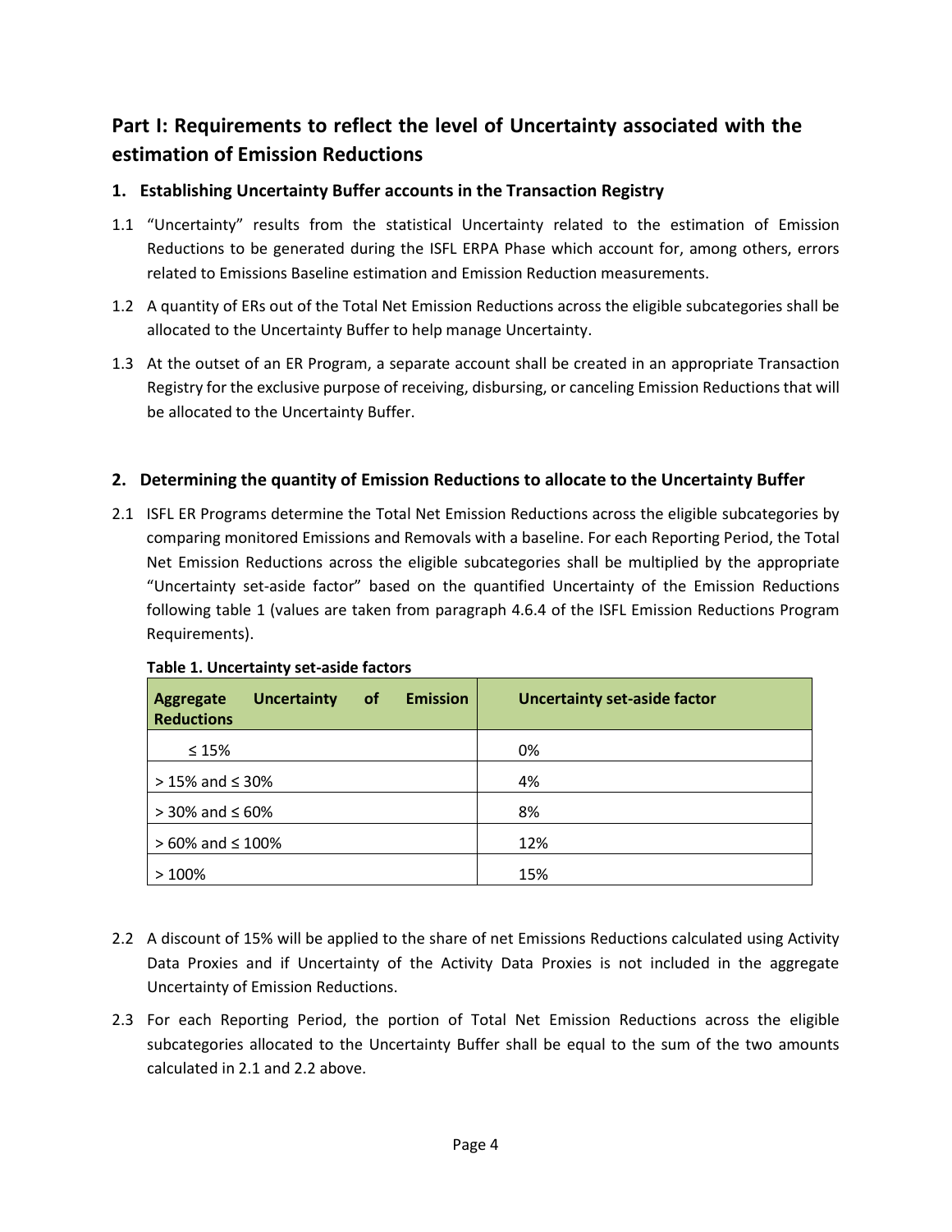## Part I: Requirements to reflect the level of Uncertainty associated with the estimation of Emission Reductions

### 1. Establishing Uncertainty Buffer accounts in the Transaction Registry

1.1 "Uncertainty" results from the statistical Uncertainty related to the estimation of Emission Reductions to be generated during the ISFL ERPA Phase which account for, among others, errors related to Emissions Baseline estimation and Emission Reduction measurements.

1.2 A quantity of ERs out of the Total Net Emission Reductions across the eligible subcategories shall be allocated to the Uncertainty Buffer to help manage Uncertainty.

1.3 At the outset of an ER Program, a separate account shall be created in an appropriate Transaction Registry for the exclusive purpose of receiving, disbursing, or canceling Emission Reductions that will be allocated to the Uncertainty Buffer.

### 2. Determining the quantity of Emission Reductions to allocate to the Uncertainty Buffer

2.1 ISFL ER Programs determine the Total Net Emission Reductions across the eligible subcategories by comparing monitored Emissions and Removals with a baseline. For each Reporting Period, the Total Net Emission Reductions across the eligible subcategories shall be multiplied by the appropriate "Uncertainty set-aside factor" based on the quantified Uncertainty of the Emission Reductions following table 1 (values are taken from paragraph 4.6.4 of the ISFL Emission Reductions Program Requirements).

**Table 1. Uncertainty set-aside factors**

| Aggregate Uncertainty of Emission Reductions | Uncertainty set-aside factor |
|---|---|
| ≤ 15% | 0% |
| > 15% and ≤ 30% | 4% |
| > 30% and ≤ 60% | 8% |
| > 60% and ≤ 100% | 12% |
| > 100% | 15% |

2.2 A discount of 15% will be applied to the share of net Emissions Reductions calculated using Activity Data Proxies and if Uncertainty of the Activity Data Proxies is not included in the aggregate Uncertainty of Emission Reductions.

2.3 For each Reporting Period, the portion of Total Net Emission Reductions across the eligible subcategories allocated to the Uncertainty Buffer shall be equal to the sum of the two amounts calculated in 2.1 and 2.2 above.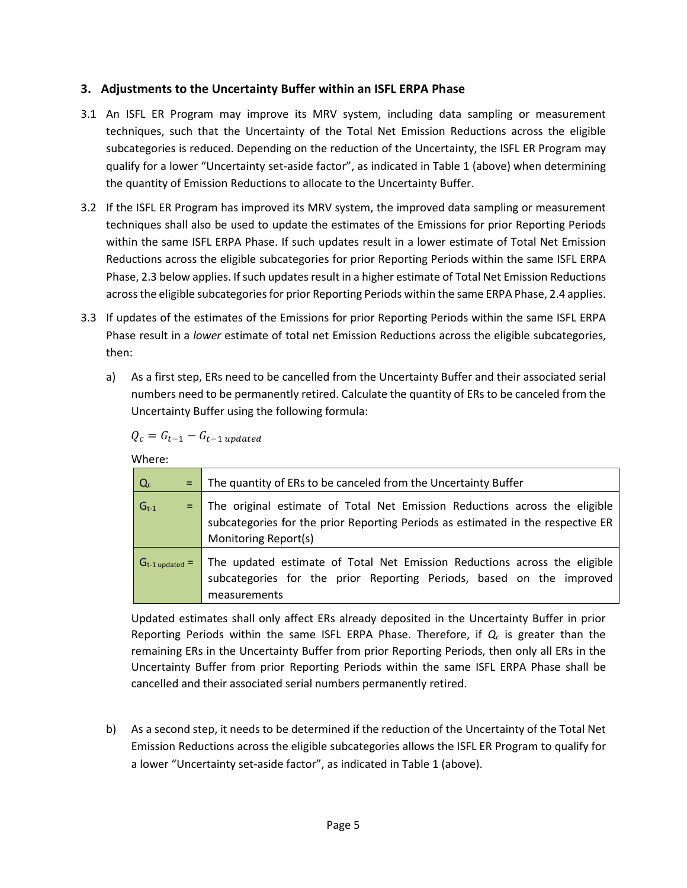## 3. Adjustments to the Uncertainty Buffer within an ISFL ERPA Phase

3.1 An ISFL ER Program may improve its MRV system, including data sampling or measurement techniques, such that the Uncertainty of the Total Net Emission Reductions across the eligible subcategories is reduced. Depending on the reduction of the Uncertainty, the ISFL ER Program may qualify for a lower "Uncertainty set-aside factor", as indicated in Table 1 (above) when determining the quantity of Emission Reductions to allocate to the Uncertainty Buffer.

3.2 If the ISFL ER Program has improved its MRV system, the improved data sampling or measurement techniques shall also be used to update the estimates of the Emissions for prior Reporting Periods within the same ISFL ERPA Phase. If such updates result in a lower estimate of Total Net Emission Reductions across the eligible subcategories for prior Reporting Periods within the same ISFL ERPA Phase, 2.3 below applies. If such updates result in a higher estimate of Total Net Emission Reductions across the eligible subcategories for prior Reporting Periods within the same ERPA Phase, 2.4 applies.

3.3 If updates of the estimates of the Emissions for prior Reporting Periods within the same ISFL ERPA Phase result in a *lower* estimate of total net Emission Reductions across the eligible subcategories, then:

a) As a first step, ERs need to be cancelled from the Uncertainty Buffer and their associated serial numbers need to be permanently retired. Calculate the quantity of ERs to be canceled from the Uncertainty Buffer using the following formula:

$$Q_c = G_{t-1} - G_{t-1\,updated}$$

Where:

| | |
|---|---|
| $Q_c$ = | The quantity of ERs to be canceled from the Uncertainty Buffer |
| $G_{t-1}$ = | The original estimate of Total Net Emission Reductions across the eligible subcategories for the prior Reporting Periods as estimated in the respective ER Monitoring Report(s) |
| $G_{t-1\,updated}$ = | The updated estimate of Total Net Emission Reductions across the eligible subcategories for the prior Reporting Periods, based on the improved measurements |

Updated estimates shall only affect ERs already deposited in the Uncertainty Buffer in prior Reporting Periods within the same ISFL ERPA Phase. Therefore, if $Q_c$ is greater than the remaining ERs in the Uncertainty Buffer from prior Reporting Periods, then only all ERs in the Uncertainty Buffer from prior Reporting Periods within the same ISFL ERPA Phase shall be cancelled and their associated serial numbers permanently retired.

b) As a second step, it needs to be determined if the reduction of the Uncertainty of the Total Net Emission Reductions across the eligible subcategories allows the ISFL ER Program to qualify for a lower "Uncertainty set-aside factor", as indicated in Table 1 (above).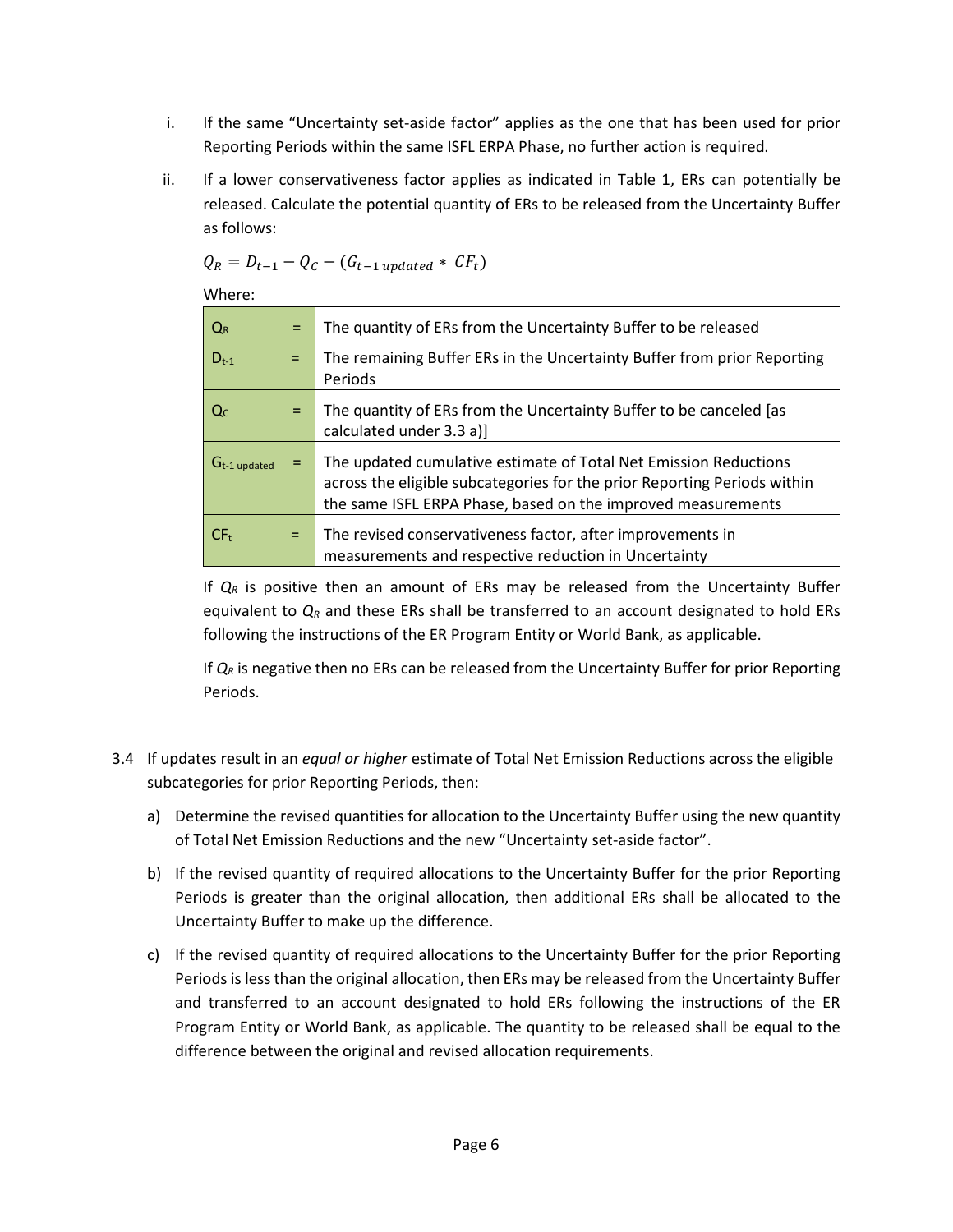i. If the same "Uncertainty set-aside factor" applies as the one that has been used for prior Reporting Periods within the same ISFL ERPA Phase, no further action is required.

ii. If a lower conservativeness factor applies as indicated in Table 1, ERs can potentially be released. Calculate the potential quantity of ERs to be released from the Uncertainty Buffer as follows:

$$Q_R = D_{t-1} - Q_C - (G_{t-1\,updated} * CF_t)$$

Where:

| | | |
|---|---|---|
| $Q_R$ | = | The quantity of ERs from the Uncertainty Buffer to be released |
| $D_{t-1}$ | = | The remaining Buffer ERs in the Uncertainty Buffer from prior Reporting Periods |
| $Q_C$ | = | The quantity of ERs from the Uncertainty Buffer to be canceled [as calculated under 3.3 a)] |
| $G_{t-1\,updated}$ | = | The updated cumulative estimate of Total Net Emission Reductions across the eligible subcategories for the prior Reporting Periods within the same ISFL ERPA Phase, based on the improved measurements |
| $CF_t$ | = | The revised conservativeness factor, after improvements in measurements and respective reduction in Uncertainty |

If $Q_R$ is positive then an amount of ERs may be released from the Uncertainty Buffer equivalent to $Q_R$ and these ERs shall be transferred to an account designated to hold ERs following the instructions of the ER Program Entity or World Bank, as applicable.

If $Q_R$ is negative then no ERs can be released from the Uncertainty Buffer for prior Reporting Periods.

3.4 If updates result in an *equal or higher* estimate of Total Net Emission Reductions across the eligible subcategories for prior Reporting Periods, then:

a) Determine the revised quantities for allocation to the Uncertainty Buffer using the new quantity of Total Net Emission Reductions and the new "Uncertainty set-aside factor".

b) If the revised quantity of required allocations to the Uncertainty Buffer for the prior Reporting Periods is greater than the original allocation, then additional ERs shall be allocated to the Uncertainty Buffer to make up the difference.

c) If the revised quantity of required allocations to the Uncertainty Buffer for the prior Reporting Periods is less than the original allocation, then ERs may be released from the Uncertainty Buffer and transferred to an account designated to hold ERs following the instructions of the ER Program Entity or World Bank, as applicable. The quantity to be released shall be equal to the difference between the original and revised allocation requirements.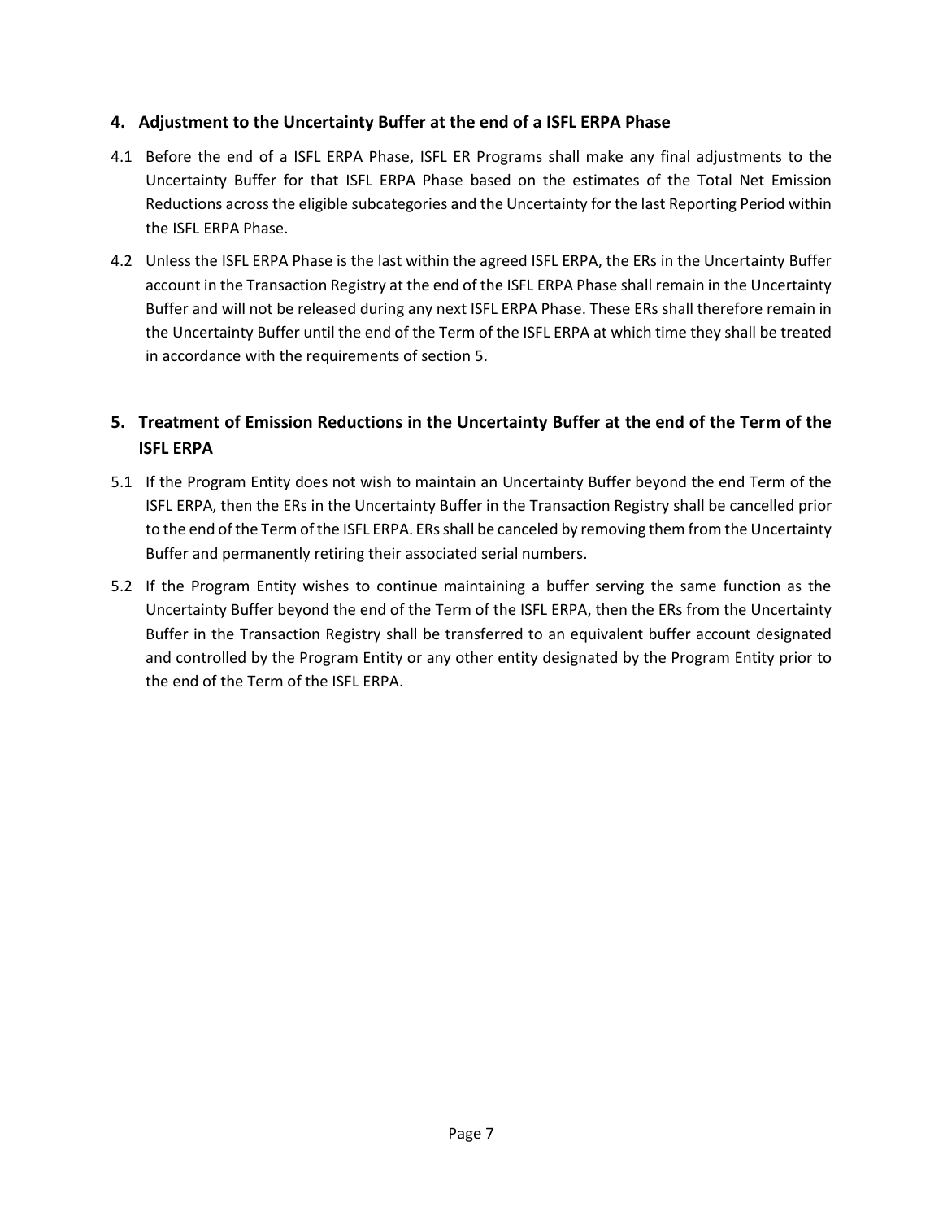## 4. Adjustment to the Uncertainty Buffer at the end of a ISFL ERPA Phase

4.1 Before the end of a ISFL ERPA Phase, ISFL ER Programs shall make any final adjustments to the Uncertainty Buffer for that ISFL ERPA Phase based on the estimates of the Total Net Emission Reductions across the eligible subcategories and the Uncertainty for the last Reporting Period within the ISFL ERPA Phase.

4.2 Unless the ISFL ERPA Phase is the last within the agreed ISFL ERPA, the ERs in the Uncertainty Buffer account in the Transaction Registry at the end of the ISFL ERPA Phase shall remain in the Uncertainty Buffer and will not be released during any next ISFL ERPA Phase. These ERs shall therefore remain in the Uncertainty Buffer until the end of the Term of the ISFL ERPA at which time they shall be treated in accordance with the requirements of section 5.

## 5. Treatment of Emission Reductions in the Uncertainty Buffer at the end of the Term of the ISFL ERPA

5.1 If the Program Entity does not wish to maintain an Uncertainty Buffer beyond the end Term of the ISFL ERPA, then the ERs in the Uncertainty Buffer in the Transaction Registry shall be cancelled prior to the end of the Term of the ISFL ERPA. ERs shall be canceled by removing them from the Uncertainty Buffer and permanently retiring their associated serial numbers.

5.2 If the Program Entity wishes to continue maintaining a buffer serving the same function as the Uncertainty Buffer beyond the end of the Term of the ISFL ERPA, then the ERs from the Uncertainty Buffer in the Transaction Registry shall be transferred to an equivalent buffer account designated and controlled by the Program Entity or any other entity designated by the Program Entity prior to the end of the Term of the ISFL ERPA.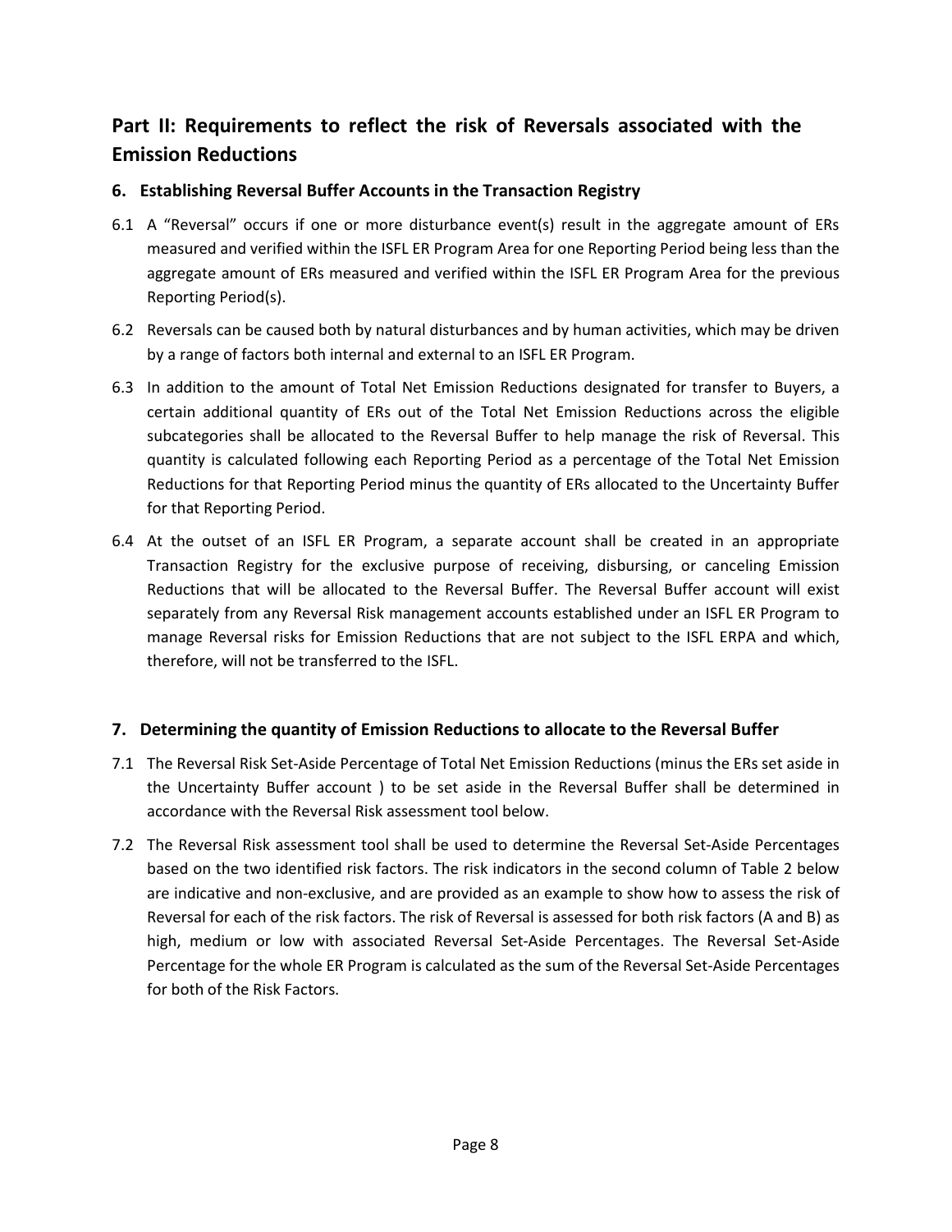## Part II: Requirements to reflect the risk of Reversals associated with the Emission Reductions

### 6. Establishing Reversal Buffer Accounts in the Transaction Registry

6.1 A "Reversal" occurs if one or more disturbance event(s) result in the aggregate amount of ERs measured and verified within the ISFL ER Program Area for one Reporting Period being less than the aggregate amount of ERs measured and verified within the ISFL ER Program Area for the previous Reporting Period(s).

6.2 Reversals can be caused both by natural disturbances and by human activities, which may be driven by a range of factors both internal and external to an ISFL ER Program.

6.3 In addition to the amount of Total Net Emission Reductions designated for transfer to Buyers, a certain additional quantity of ERs out of the Total Net Emission Reductions across the eligible subcategories shall be allocated to the Reversal Buffer to help manage the risk of Reversal. This quantity is calculated following each Reporting Period as a percentage of the Total Net Emission Reductions for that Reporting Period minus the quantity of ERs allocated to the Uncertainty Buffer for that Reporting Period.

6.4 At the outset of an ISFL ER Program, a separate account shall be created in an appropriate Transaction Registry for the exclusive purpose of receiving, disbursing, or canceling Emission Reductions that will be allocated to the Reversal Buffer. The Reversal Buffer account will exist separately from any Reversal Risk management accounts established under an ISFL ER Program to manage Reversal risks for Emission Reductions that are not subject to the ISFL ERPA and which, therefore, will not be transferred to the ISFL.

### 7. Determining the quantity of Emission Reductions to allocate to the Reversal Buffer

7.1 The Reversal Risk Set-Aside Percentage of Total Net Emission Reductions (minus the ERs set aside in the Uncertainty Buffer account ) to be set aside in the Reversal Buffer shall be determined in accordance with the Reversal Risk assessment tool below.

7.2 The Reversal Risk assessment tool shall be used to determine the Reversal Set-Aside Percentages based on the two identified risk factors. The risk indicators in the second column of Table 2 below are indicative and non-exclusive, and are provided as an example to show how to assess the risk of Reversal for each of the risk factors. The risk of Reversal is assessed for both risk factors (A and B) as high, medium or low with associated Reversal Set-Aside Percentages. The Reversal Set-Aside Percentage for the whole ER Program is calculated as the sum of the Reversal Set-Aside Percentages for both of the Risk Factors.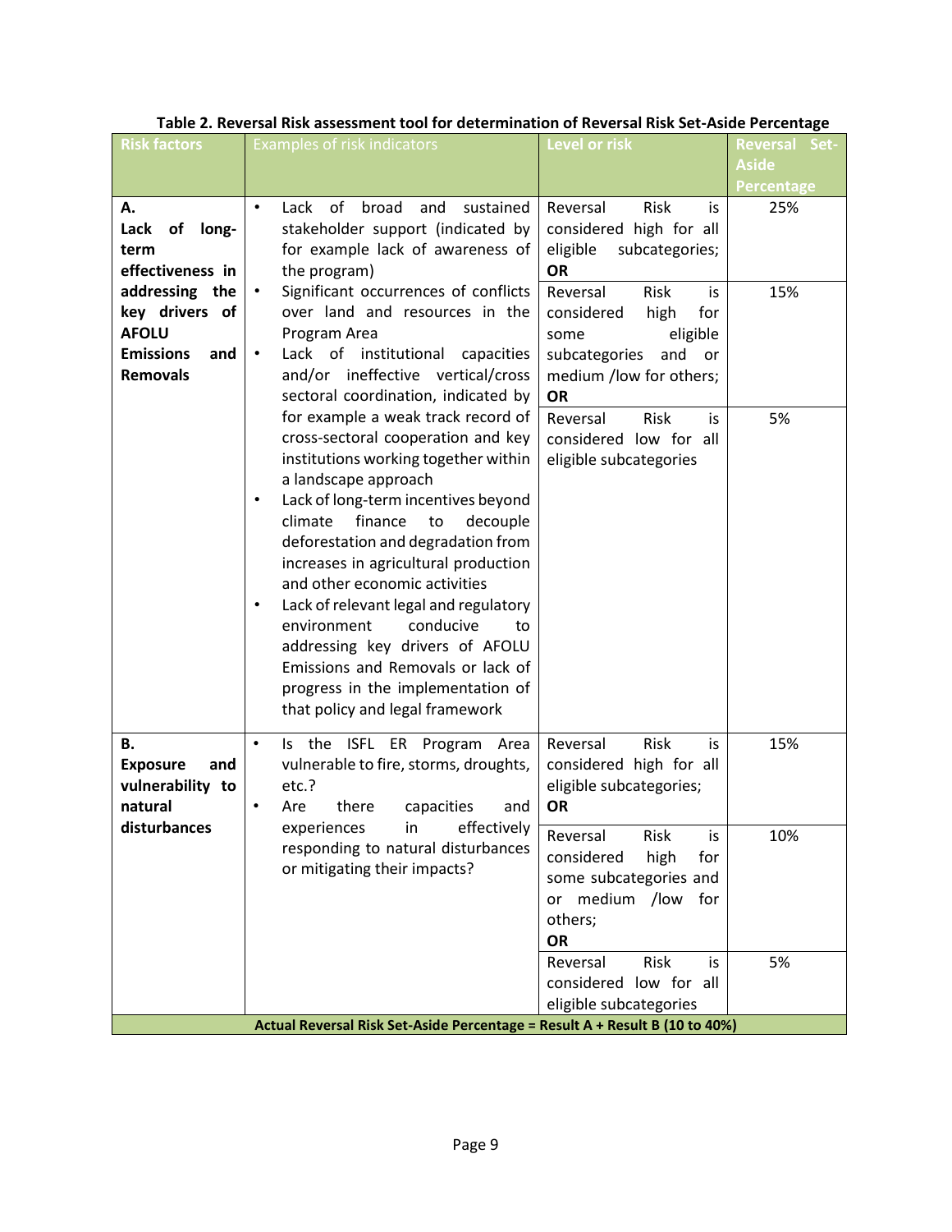**Table 2. Reversal Risk assessment tool for determination of Reversal Risk Set-Aside Percentage**

| Risk factors | Examples of risk indicators | Level or risk | Reversal Set-Aside Percentage |
|---|---|---|---|
| **A. Lack of long-term effectiveness in addressing the key drivers of AFOLU Emissions and Removals** | • Lack of broad and sustained stakeholder support (indicated by for example lack of awareness of the program)<br>• Significant occurrences of conflicts over land and resources in the Program Area<br>• Lack of institutional capacities and/or ineffective vertical/cross sectoral coordination, indicated by for example a weak track record of cross-sectoral cooperation and key institutions working together within a landscape approach<br>• Lack of long-term incentives beyond climate finance to decouple deforestation and degradation from increases in agricultural production and other economic activities<br>• Lack of relevant legal and regulatory environment conducive to addressing key drivers of AFOLU Emissions and Removals or lack of progress in the implementation of that policy and legal framework | Reversal Risk is considered high for all eligible subcategories; **OR** | 25% |
| | | Reversal Risk is considered high for some eligible subcategories and or medium /low for others; **OR** | 15% |
| | | Reversal Risk is considered low for all eligible subcategories | 5% |
| **B. Exposure and vulnerability to natural disturbances** | • Is the ISFL ER Program Area vulnerable to fire, storms, droughts, etc.?<br>• Are there capacities and experiences in effectively responding to natural disturbances or mitigating their impacts? | Reversal Risk is considered high for all eligible subcategories; **OR** | 15% |
| | | Reversal Risk is considered high for some subcategories and or medium /low for others; **OR** | 10% |
| | | Reversal Risk is considered low for all eligible subcategories | 5% |
| **Actual Reversal Risk Set-Aside Percentage = Result A + Result B (10 to 40%)** | | | |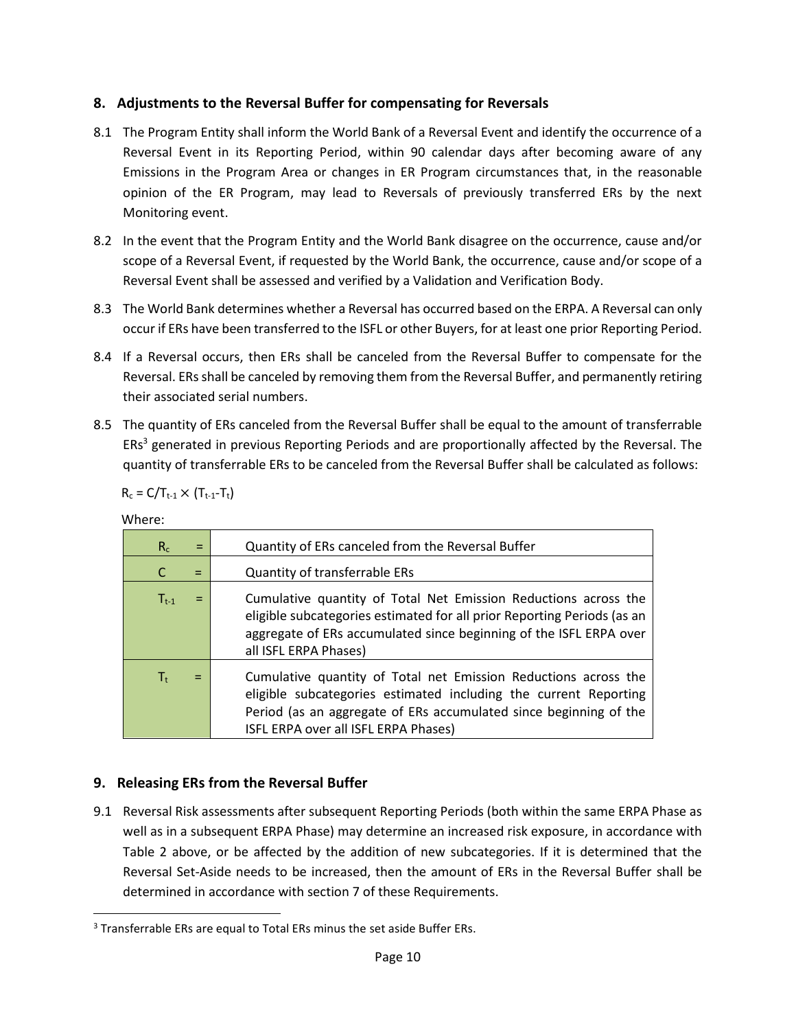## 8. Adjustments to the Reversal Buffer for compensating for Reversals

8.1 The Program Entity shall inform the World Bank of a Reversal Event and identify the occurrence of a Reversal Event in its Reporting Period, within 90 calendar days after becoming aware of any Emissions in the Program Area or changes in ER Program circumstances that, in the reasonable opinion of the ER Program, may lead to Reversals of previously transferred ERs by the next Monitoring event.

8.2 In the event that the Program Entity and the World Bank disagree on the occurrence, cause and/or scope of a Reversal Event, if requested by the World Bank, the occurrence, cause and/or scope of a Reversal Event shall be assessed and verified by a Validation and Verification Body.

8.3 The World Bank determines whether a Reversal has occurred based on the ERPA. A Reversal can only occur if ERs have been transferred to the ISFL or other Buyers, for at least one prior Reporting Period.

8.4 If a Reversal occurs, then ERs shall be canceled from the Reversal Buffer to compensate for the Reversal. ERs shall be canceled by removing them from the Reversal Buffer, and permanently retiring their associated serial numbers.

8.5 The quantity of ERs canceled from the Reversal Buffer shall be equal to the amount of transferrable ERs[3] generated in previous Reporting Periods and are proportionally affected by the Reversal. The quantity of transferrable ERs to be canceled from the Reversal Buffer shall be calculated as follows:

$$R_c = C/T_{t-1} \times (T_{t-1} - T_t)$$

Where:

| | | |
|---|---|---|
| $R_c$ | = | Quantity of ERs canceled from the Reversal Buffer |
| $C$ | = | Quantity of transferrable ERs |
| $T_{t-1}$ | = | Cumulative quantity of Total Net Emission Reductions across the eligible subcategories estimated for all prior Reporting Periods (as an aggregate of ERs accumulated since beginning of the ISFL ERPA over all ISFL ERPA Phases) |
| $T_t$ | = | Cumulative quantity of Total net Emission Reductions across the eligible subcategories estimated including the current Reporting Period (as an aggregate of ERs accumulated since beginning of the ISFL ERPA over all ISFL ERPA Phases) |

## 9. Releasing ERs from the Reversal Buffer

9.1 Reversal Risk assessments after subsequent Reporting Periods (both within the same ERPA Phase as well as in a subsequent ERPA Phase) may determine an increased risk exposure, in accordance with Table 2 above, or be affected by the addition of new subcategories. If it is determined that the Reversal Set-Aside needs to be increased, then the amount of ERs in the Reversal Buffer shall be determined in accordance with section 7 of these Requirements.

[3] Transferrable ERs are equal to Total ERs minus the set aside Buffer ERs.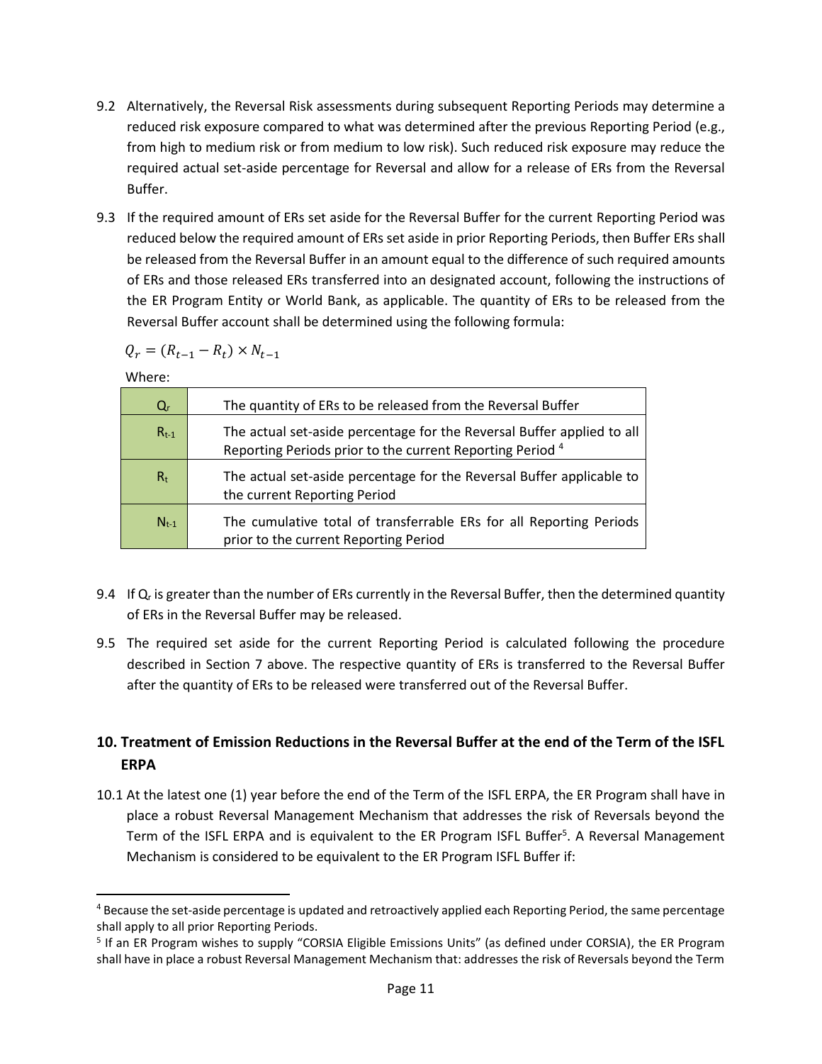9.2 Alternatively, the Reversal Risk assessments during subsequent Reporting Periods may determine a reduced risk exposure compared to what was determined after the previous Reporting Period (e.g., from high to medium risk or from medium to low risk). Such reduced risk exposure may reduce the required actual set-aside percentage for Reversal and allow for a release of ERs from the Reversal Buffer.

9.3 If the required amount of ERs set aside for the Reversal Buffer for the current Reporting Period was reduced below the required amount of ERs set aside in prior Reporting Periods, then Buffer ERs shall be released from the Reversal Buffer in an amount equal to the difference of such required amounts of ERs and those released ERs transferred into an designated account, following the instructions of the ER Program Entity or World Bank, as applicable. The quantity of ERs to be released from the Reversal Buffer account shall be determined using the following formula:

$$Q_r = (R_{t-1} - R_t) \times N_{t-1}$$

Where:

| | |
|---|---|
| $Q_r$ | The quantity of ERs to be released from the Reversal Buffer |
| $R_{t-1}$ | The actual set-aside percentage for the Reversal Buffer applied to all Reporting Periods prior to the current Reporting Period [4] |
| $R_t$ | The actual set-aside percentage for the Reversal Buffer applicable to the current Reporting Period |
| $N_{t-1}$ | The cumulative total of transferrable ERs for all Reporting Periods prior to the current Reporting Period |

9.4 If $Q_r$ is greater than the number of ERs currently in the Reversal Buffer, then the determined quantity of ERs in the Reversal Buffer may be released.

9.5 The required set aside for the current Reporting Period is calculated following the procedure described in Section 7 above. The respective quantity of ERs is transferred to the Reversal Buffer after the quantity of ERs to be released were transferred out of the Reversal Buffer.

## 10. Treatment of Emission Reductions in the Reversal Buffer at the end of the Term of the ISFL ERPA

10.1 At the latest one (1) year before the end of the Term of the ISFL ERPA, the ER Program shall have in place a robust Reversal Management Mechanism that addresses the risk of Reversals beyond the Term of the ISFL ERPA and is equivalent to the ER Program ISFL Buffer[5]. A Reversal Management Mechanism is considered to be equivalent to the ER Program ISFL Buffer if:

---

[4] Because the set-aside percentage is updated and retroactively applied each Reporting Period, the same percentage shall apply to all prior Reporting Periods.

[5] If an ER Program wishes to supply "CORSIA Eligible Emissions Units" (as defined under CORSIA), the ER Program shall have in place a robust Reversal Management Mechanism that: addresses the risk of Reversals beyond the Term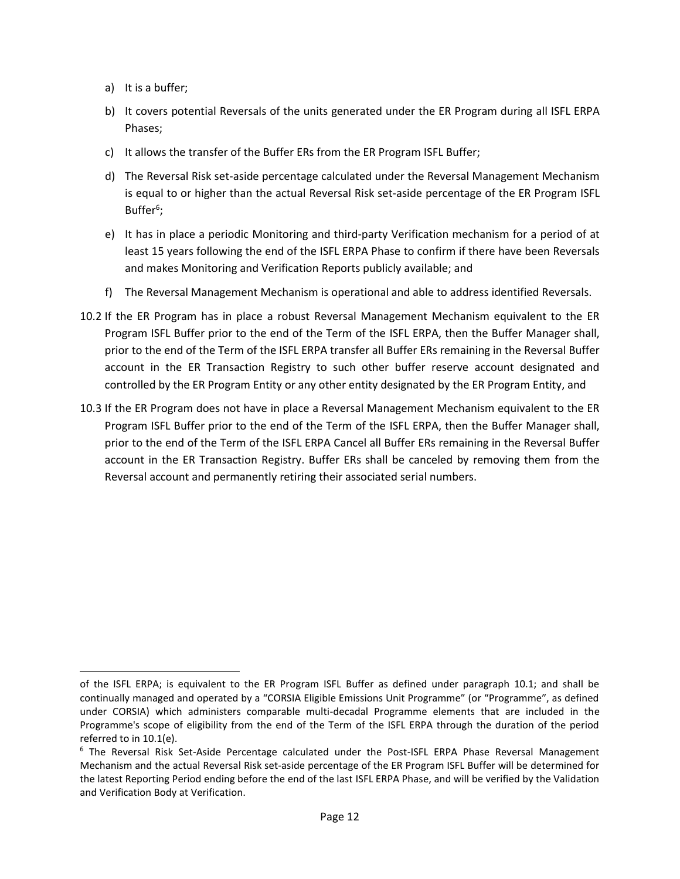a) It is a buffer;

b) It covers potential Reversals of the units generated under the ER Program during all ISFL ERPA Phases;

c) It allows the transfer of the Buffer ERs from the ER Program ISFL Buffer;

d) The Reversal Risk set-aside percentage calculated under the Reversal Management Mechanism is equal to or higher than the actual Reversal Risk set-aside percentage of the ER Program ISFL Buffer[6];

e) It has in place a periodic Monitoring and third-party Verification mechanism for a period of at least 15 years following the end of the ISFL ERPA Phase to confirm if there have been Reversals and makes Monitoring and Verification Reports publicly available; and

f) The Reversal Management Mechanism is operational and able to address identified Reversals.

10.2 If the ER Program has in place a robust Reversal Management Mechanism equivalent to the ER Program ISFL Buffer prior to the end of the Term of the ISFL ERPA, then the Buffer Manager shall, prior to the end of the Term of the ISFL ERPA transfer all Buffer ERs remaining in the Reversal Buffer account in the ER Transaction Registry to such other buffer reserve account designated and controlled by the ER Program Entity or any other entity designated by the ER Program Entity, and

10.3 If the ER Program does not have in place a Reversal Management Mechanism equivalent to the ER Program ISFL Buffer prior to the end of the Term of the ISFL ERPA, then the Buffer Manager shall, prior to the end of the Term of the ISFL ERPA Cancel all Buffer ERs remaining in the Reversal Buffer account in the ER Transaction Registry. Buffer ERs shall be canceled by removing them from the Reversal account and permanently retiring their associated serial numbers.

---

of the ISFL ERPA; is equivalent to the ER Program ISFL Buffer as defined under paragraph 10.1; and shall be continually managed and operated by a "CORSIA Eligible Emissions Unit Programme" (or "Programme", as defined under CORSIA) which administers comparable multi-decadal Programme elements that are included in the Programme's scope of eligibility from the end of the Term of the ISFL ERPA through the duration of the period referred to in 10.1(e).

[6] The Reversal Risk Set-Aside Percentage calculated under the Post-ISFL ERPA Phase Reversal Management Mechanism and the actual Reversal Risk set-aside percentage of the ER Program ISFL Buffer will be determined for the latest Reporting Period ending before the end of the last ISFL ERPA Phase, and will be verified by the Validation and Verification Body at Verification.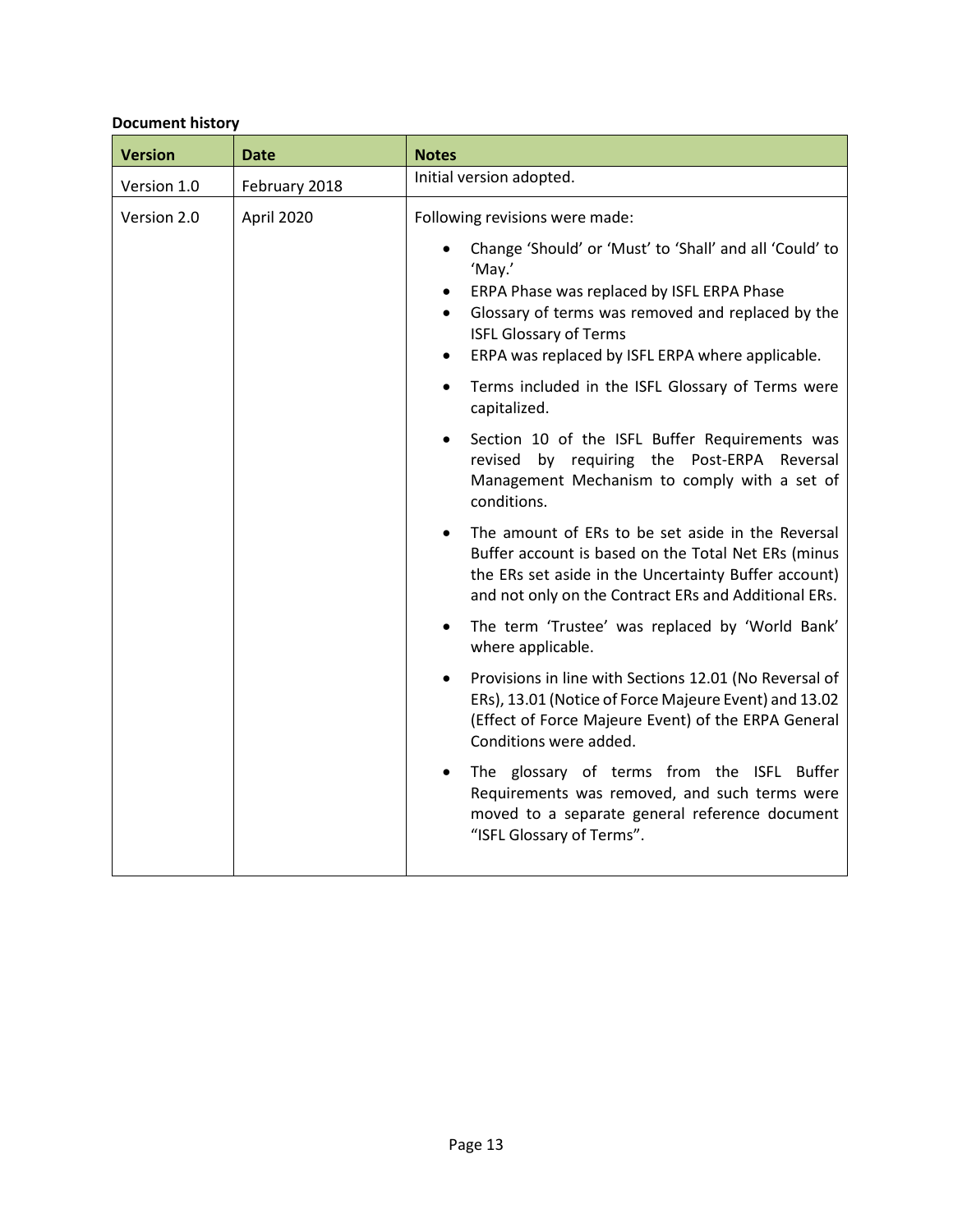**Document history**

| Version | Date | Notes |
| --- | --- | --- |
| Version 1.0 | February 2018 | Initial version adopted. |
| Version 2.0 | April 2020 | Following revisions were made:<br>• Change 'Should' or 'Must' to 'Shall' and all 'Could' to 'May.'<br>• ERPA Phase was replaced by ISFL ERPA Phase<br>• Glossary of terms was removed and replaced by the ISFL Glossary of Terms<br>• ERPA was replaced by ISFL ERPA where applicable.<br>• Terms included in the ISFL Glossary of Terms were capitalized.<br>• Section 10 of the ISFL Buffer Requirements was revised by requiring the Post-ERPA Reversal Management Mechanism to comply with a set of conditions.<br>• The amount of ERs to be set aside in the Reversal Buffer account is based on the Total Net ERs (minus the ERs set aside in the Uncertainty Buffer account) and not only on the Contract ERs and Additional ERs.<br>• The term 'Trustee' was replaced by 'World Bank' where applicable.<br>• Provisions in line with Sections 12.01 (No Reversal of ERs), 13.01 (Notice of Force Majeure Event) and 13.02 (Effect of Force Majeure Event) of the ERPA General Conditions were added.<br>• The glossary of terms from the ISFL Buffer Requirements was removed, and such terms were moved to a separate general reference document "ISFL Glossary of Terms". |